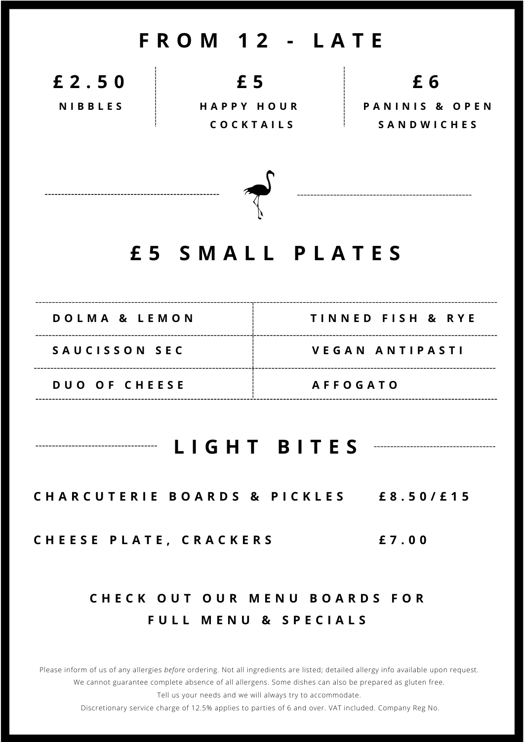# FROM 12 - LATE

| £2.50 | £5 | £6 |
| --- | --- | --- |
| NIBBLES | HAPPY HOUR COCKTAILS | PANINIS & OPEN SANDWICHES |

## £5 SMALL PLATES

| | |
| --- | --- |
| DOLMA & LEMON | TINNED FISH & RYE |
| SAUCISSON SEC | VEGAN ANTIPASTI |
| DUO OF CHEESE | AFFOGATO |

## LIGHT BITES

| | |
| --- | --- |
| CHARCUTERIE BOARDS & PICKLES | £8.50/£15 |
| CHEESE PLATE, CRACKERS | £7.00 |

**CHECK OUT OUR MENU BOARDS FOR FULL MENU & SPECIALS**

Please inform of us of any allergies *before* ordering. Not all ingredients are listed; detailed allergy info available upon request.
We cannot guarantee complete absence of all allergens. Some dishes can also be prepared as gluten free.
Tell us your needs and we will always try to accommodate.
Discretionary service charge of 12.5% applies to parties of 6 and over. VAT included. Company Reg No.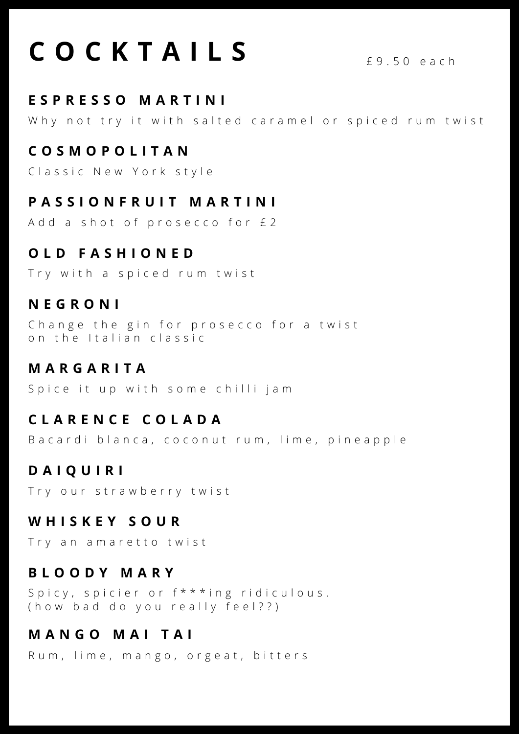# COCKTAILS

£9.50 each

## ESPRESSO MARTINI

Why not try it with salted caramel or spiced rum twist

## COSMOPOLITAN

Classic New York style

## PASSIONFRUIT MARTINI

Add a shot of prosecco for £2

## OLD FASHIONED

Try with a spiced rum twist

## NEGRONI

Change the gin for prosecco for a twist
on the Italian classic

## MARGARITA

Spice it up with some chilli jam

## CLARENCE COLADA

Bacardi blanca, coconut rum, lime, pineapple

## DAIQUIRI

Try our strawberry twist

## WHISKEY SOUR

Try an amaretto twist

## BLOODY MARY

Spicy, spicier or f***ing ridiculous.
(how bad do you really feel??)

## MANGO MAI TAI

Rum, lime, mango, orgeat, bitters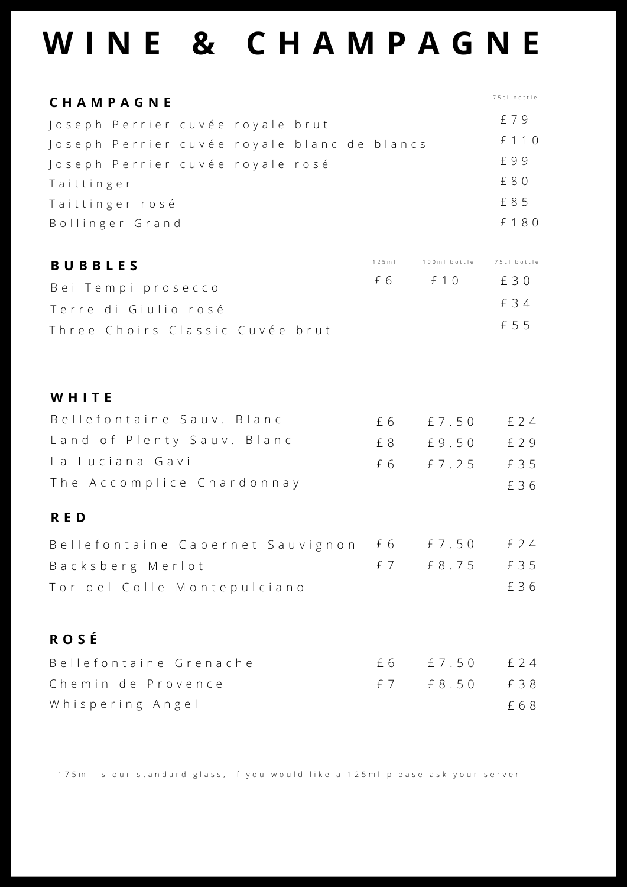# WINE & CHAMPAGNE

## CHAMPAGNE

| | 75cl bottle |
|---|---|
| Joseph Perrier cuvée royale brut | £79 |
| Joseph Perrier cuvée royale blanc de blancs | £110 |
| Joseph Perrier cuvée royale rosé | £99 |
| Taittinger | £80 |
| Taittinger rosé | £85 |
| Bollinger Grand | £180 |

## BUBBLES

| | 125ml | 100ml bottle | 75cl bottle |
|---|---|---|---|
| Bei Tempi prosecco | £6 | £10 | £30 |
| Terre di Giulio rosé | | | £34 |
| Three Choirs Classic Cuvée brut | | | £55 |

## WHITE

| | | | |
|---|---|---|---|
| Bellefontaine Sauv. Blanc | £6 | £7.50 | £24 |
| Land of Plenty Sauv. Blanc | £8 | £9.50 | £29 |
| La Luciana Gavi | £6 | £7.25 | £35 |
| The Accomplice Chardonnay | | | £36 |

## RED

| | | | |
|---|---|---|---|
| Bellefontaine Cabernet Sauvignon | £6 | £7.50 | £24 |
| Backsberg Merlot | £7 | £8.75 | £35 |
| Tor del Colle Montepulciano | | | £36 |

## ROSÉ

| | | | |
|---|---|---|---|
| Bellefontaine Grenache | £6 | £7.50 | £24 |
| Chemin de Provence | £7 | £8.50 | £38 |
| Whispering Angel | | | £68 |

175ml is our standard glass, if you would like a 125ml please ask your server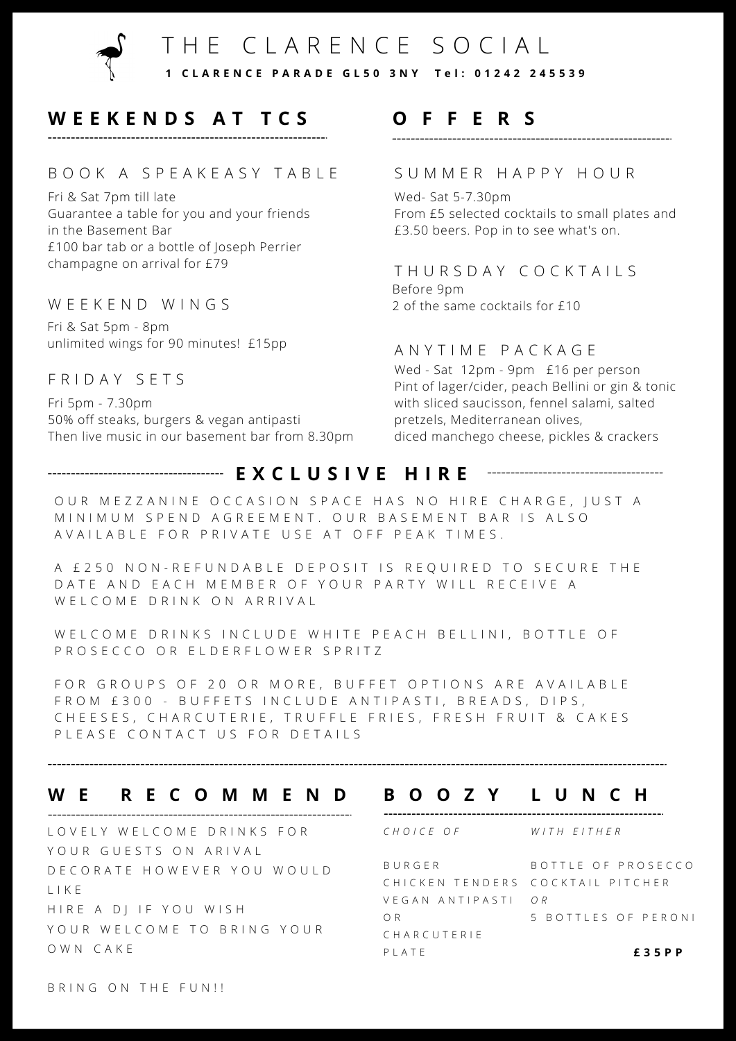# THE CLARENCE SOCIAL

**1 CLARENCE PARADE GL50 3NY Tel: 01242 245539**

## WEEKENDS AT TCS

### BOOK A SPEAKEASY TABLE

Fri & Sat 7pm till late
Guarantee a table for you and your friends in the Basement Bar
£100 bar tab or a bottle of Joseph Perrier champagne on arrival for £79

### WEEKEND WINGS

Fri & Sat 5pm - 8pm
unlimited wings for 90 minutes! £15pp

### FRIDAY SETS

Fri 5pm - 7.30pm
50% off steaks, burgers & vegan antipasti
Then live music in our basement bar from 8.30pm

## OFFERS

### SUMMER HAPPY HOUR

Wed- Sat 5-7.30pm
From £5 selected cocktails to small plates and £3.50 beers. Pop in to see what's on.

### THURSDAY COCKTAILS

Before 9pm
2 of the same cocktails for £10

### ANYTIME PACKAGE

Wed - Sat 12pm - 9pm £16 per person
Pint of lager/cider, peach Bellini or gin & tonic with sliced saucisson, fennel salami, salted pretzels, Mediterranean olives, diced manchego cheese, pickles & crackers

## EXCLUSIVE HIRE

OUR MEZZANINE OCCASION SPACE HAS NO HIRE CHARGE, JUST A MINIMUM SPEND AGREEMENT. OUR BASEMENT BAR IS ALSO AVAILABLE FOR PRIVATE USE AT OFF PEAK TIMES.

A £250 NON-REFUNDABLE DEPOSIT IS REQUIRED TO SECURE THE DATE AND EACH MEMBER OF YOUR PARTY WILL RECEIVE A WELCOME DRINK ON ARRIVAL

WELCOME DRINKS INCLUDE WHITE PEACH BELLINI, BOTTLE OF PROSECCO OR ELDERFLOWER SPRITZ

FOR GROUPS OF 20 OR MORE, BUFFET OPTIONS ARE AVAILABLE FROM £300 - BUFFETS INCLUDE ANTIPASTI, BREADS, DIPS, CHEESES, CHARCUTERIE, TRUFFLE FRIES, FRESH FRUIT & CAKES PLEASE CONTACT US FOR DETAILS

## WE RECOMMEND

LOVELY WELCOME DRINKS FOR YOUR GUESTS ON ARIVAL
DECORATE HOWEVER YOU WOULD LIKE
HIRE A DJ IF YOU WISH
YOUR WELCOME TO BRING YOUR OWN CAKE

BRING ON THE FUN!!

## BOOZY LUNCH

| *CHOICE OF* | *WITH EITHER* |
|---|---|
| BURGER | BOTTLE OF PROSECCO |
| CHICKEN TENDERS | COCKTAIL PITCHER |
| VEGAN ANTIPASTI | *OR* |
| OR | 5 BOTTLES OF PERONI |
| CHARCUTERIE PLATE | |

**£35PP**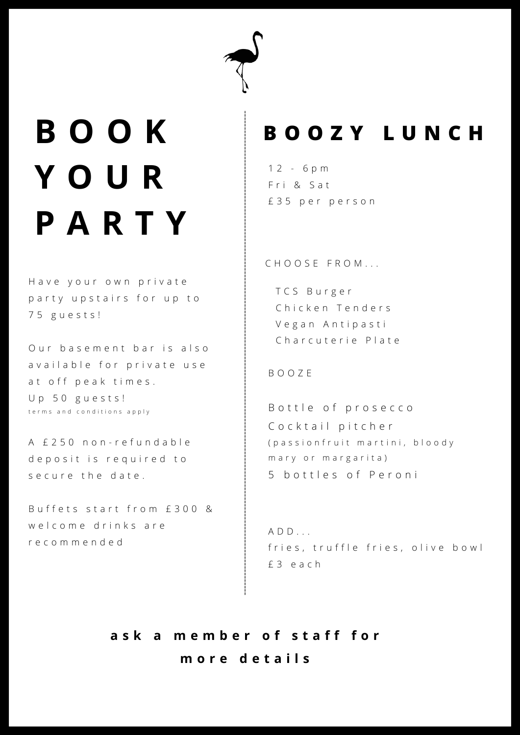# BOOK YOUR PARTY

Have your own private party upstairs for up to 75 guests!

Our basement bar is also available for private use at off peak times.
Up 50 guests!
terms and conditions apply

A £250 non-refundable deposit is required to secure the date.

Buffets start from £300 & welcome drinks are recommended

# BOOZY LUNCH

12 - 6pm
Fri & Sat
£35 per person

CHOOSE FROM...

- TCS Burger
- Chicken Tenders
- Vegan Antipasti
- Charcuterie Plate

BOOZE

- Bottle of prosecco
- Cocktail pitcher (passionfruit martini, bloody mary or margarita)
- 5 bottles of Peroni

ADD...
fries, truffle fries, olive bowl
£3 each

**ask a member of staff for more details**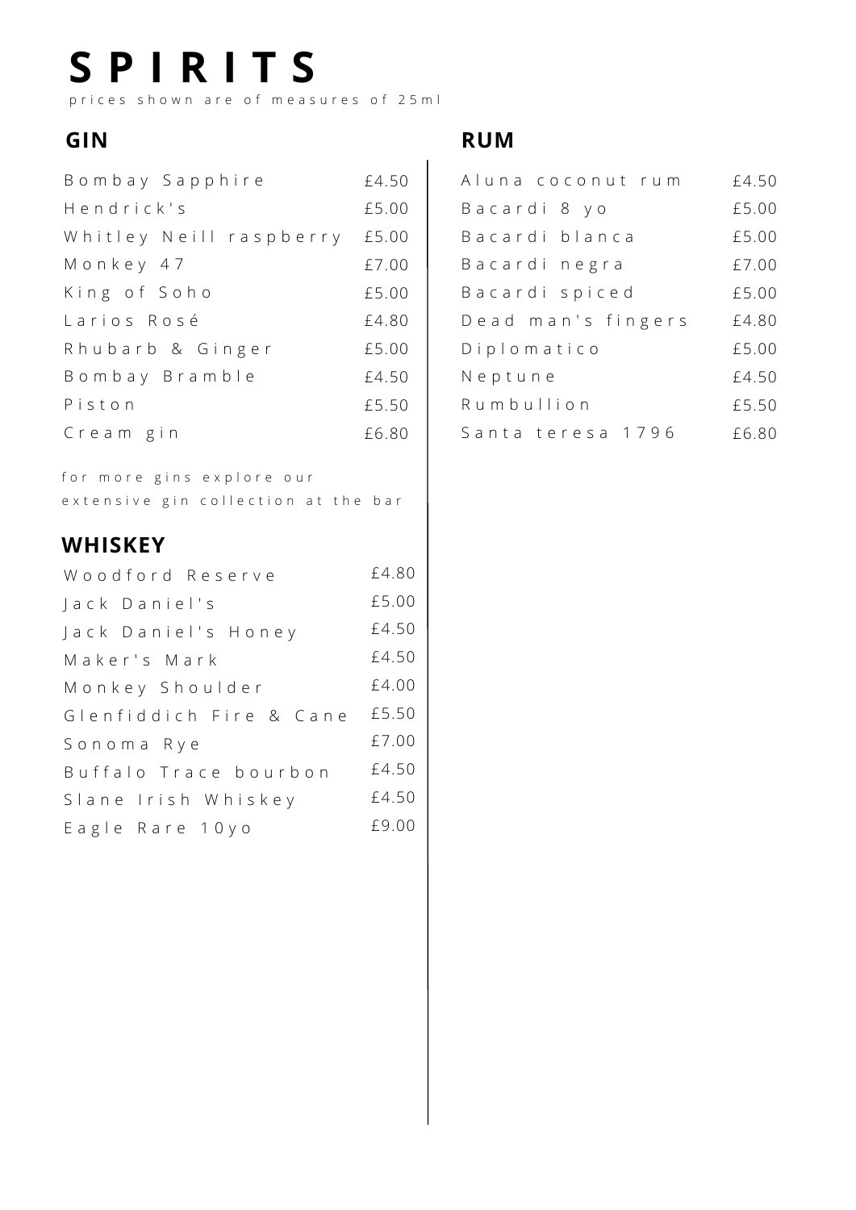# SPIRITS

prices shown are of measures of 25ml

## GIN

| | |
|---|---|
| Bombay Sapphire | £4.50 |
| Hendrick's | £5.00 |
| Whitley Neill raspberry | £5.00 |
| Monkey 47 | £7.00 |
| King of Soho | £5.00 |
| Larios Rosé | £4.80 |
| Rhubarb & Ginger | £5.00 |
| Bombay Bramble | £4.50 |
| Piston | £5.50 |
| Cream gin | £6.80 |

for more gins explore our extensive gin collection at the bar

## WHISKEY

| | |
|---|---|
| Woodford Reserve | £4.80 |
| Jack Daniel's | £5.00 |
| Jack Daniel's Honey | £4.50 |
| Maker's Mark | £4.50 |
| Monkey Shoulder | £4.00 |
| Glenfiddich Fire & Cane | £5.50 |
| Sonoma Rye | £7.00 |
| Buffalo Trace bourbon | £4.50 |
| Slane Irish Whiskey | £4.50 |
| Eagle Rare 10yo | £9.00 |

## RUM

| | |
|---|---|
| Aluna coconut rum | £4.50 |
| Bacardi 8 yo | £5.00 |
| Bacardi blanca | £5.00 |
| Bacardi negra | £7.00 |
| Bacardi spiced | £5.00 |
| Dead man's fingers | £4.80 |
| Diplomatico | £5.00 |
| Neptune | £4.50 |
| Rumbullion | £5.50 |
| Santa teresa 1796 | £6.80 |